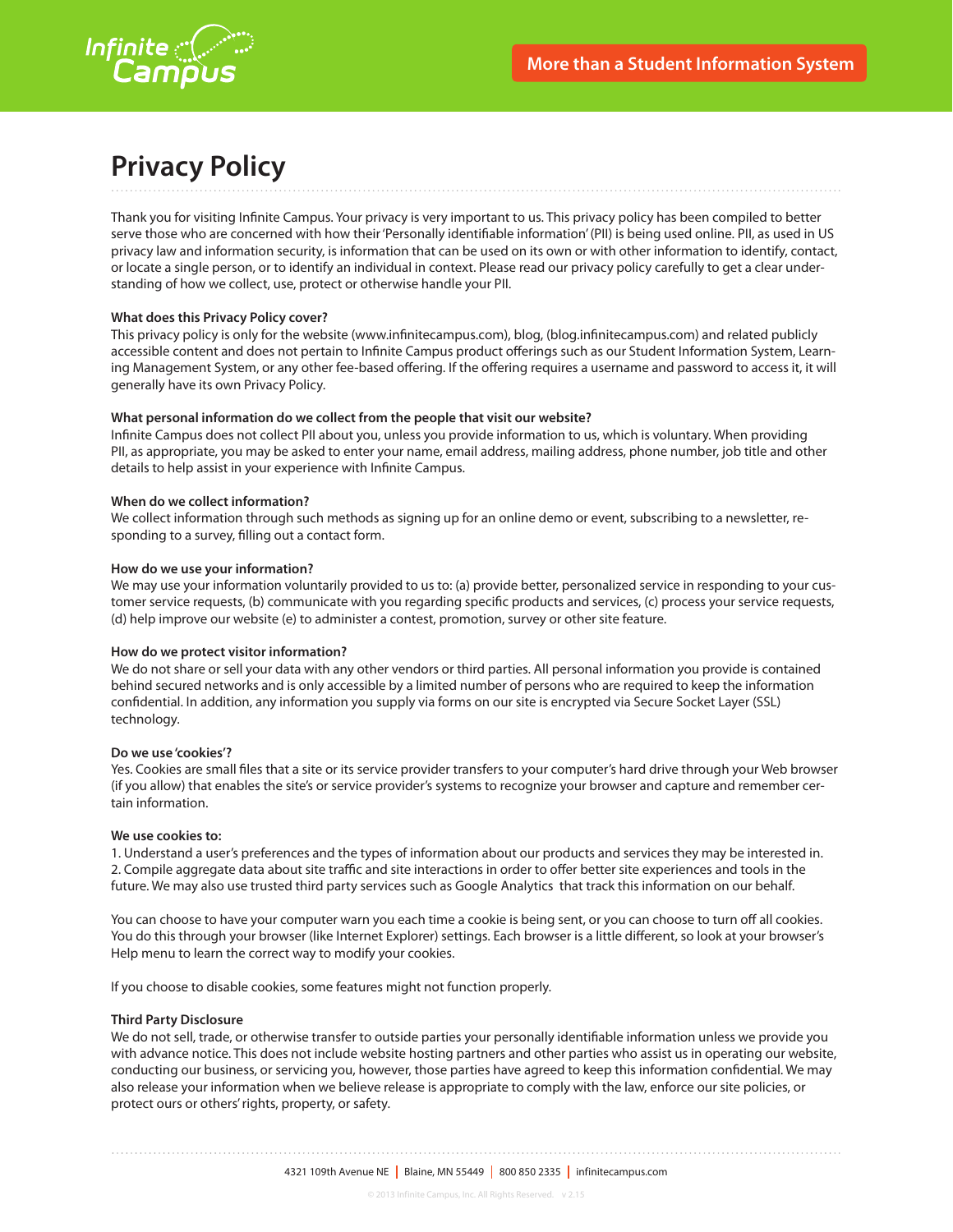Infinite Campus

More than a Student Information System

# Privacy Policy

Thank you for visiting Infinite Campus. Your privacy is very important to us. This privacy policy has been compiled to better serve those who are concerned with how their 'Personally identifiable information' (PII) is being used online. PII, as used in US privacy law and information security, is information that can be used on its own or with other information to identify, contact, or locate a single person, or to identify an individual in context. Please read our privacy policy carefully to get a clear understanding of how we collect, use, protect or otherwise handle your PII.

**What does this Privacy Policy cover?**

This privacy policy is only for the website (www.infinitecampus.com), blog, (blog.infinitecampus.com) and related publicly accessible content and does not pertain to Infinite Campus product offerings such as our Student Information System, Learning Management System, or any other fee-based offering. If the offering requires a username and password to access it, it will generally have its own Privacy Policy.

**What personal information do we collect from the people that visit our website?**

Infinite Campus does not collect PII about you, unless you provide information to us, which is voluntary. When providing PII, as appropriate, you may be asked to enter your name, email address, mailing address, phone number, job title and other details to help assist in your experience with Infinite Campus.

**When do we collect information?**

We collect information through such methods as signing up for an online demo or event, subscribing to a newsletter, responding to a survey, filling out a contact form.

**How do we use your information?**

We may use your information voluntarily provided to us to: (a) provide better, personalized service in responding to your customer service requests, (b) communicate with you regarding specific products and services, (c) process your service requests, (d) help improve our website (e) to administer a contest, promotion, survey or other site feature.

**How do we protect visitor information?**

We do not share or sell your data with any other vendors or third parties. All personal information you provide is contained behind secured networks and is only accessible by a limited number of persons who are required to keep the information confidential. In addition, any information you supply via forms on our site is encrypted via Secure Socket Layer (SSL) technology.

**Do we use 'cookies'?**

Yes. Cookies are small files that a site or its service provider transfers to your computer's hard drive through your Web browser (if you allow) that enables the site's or service provider's systems to recognize your browser and capture and remember certain information.

**We use cookies to:**

1. Understand a user's preferences and the types of information about our products and services they may be interested in.
2. Compile aggregate data about site traffic and site interactions in order to offer better site experiences and tools in the future. We may also use trusted third party services such as Google Analytics that track this information on our behalf.

You can choose to have your computer warn you each time a cookie is being sent, or you can choose to turn off all cookies. You do this through your browser (like Internet Explorer) settings. Each browser is a little different, so look at your browser's Help menu to learn the correct way to modify your cookies.

If you choose to disable cookies, some features might not function properly.

**Third Party Disclosure**

We do not sell, trade, or otherwise transfer to outside parties your personally identifiable information unless we provide you with advance notice. This does not include website hosting partners and other parties who assist us in operating our website, conducting our business, or servicing you, however, those parties have agreed to keep this information confidential. We may also release your information when we believe release is appropriate to comply with the law, enforce our site policies, or protect ours or others' rights, property, or safety.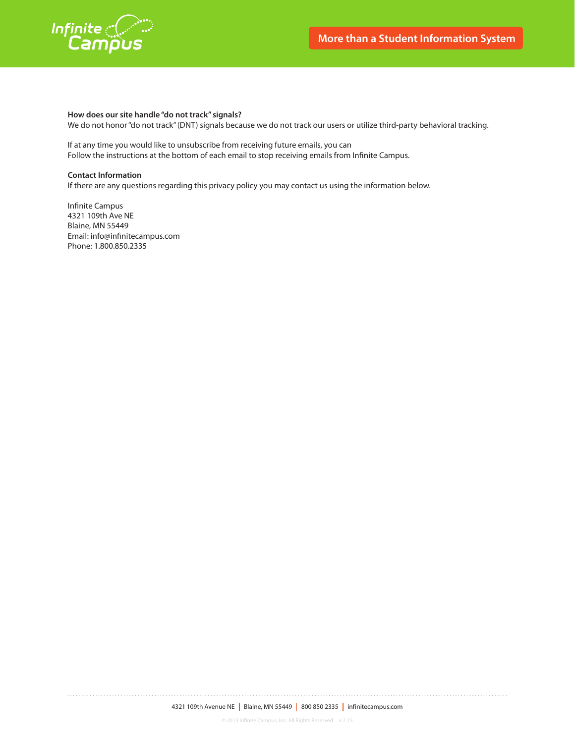**How does our site handle "do not track" signals?**
We do not honor "do not track" (DNT) signals because we do not track our users or utilize third-party behavioral tracking.

If at any time you would like to unsubscribe from receiving future emails, you can
Follow the instructions at the bottom of each email to stop receiving emails from Infinite Campus.

**Contact Information**
If there are any questions regarding this privacy policy you may contact us using the information below.

Infinite Campus
4321 109th Ave NE
Blaine, MN 55449
Email: info@infinitecampus.com
Phone: 1.800.850.2335